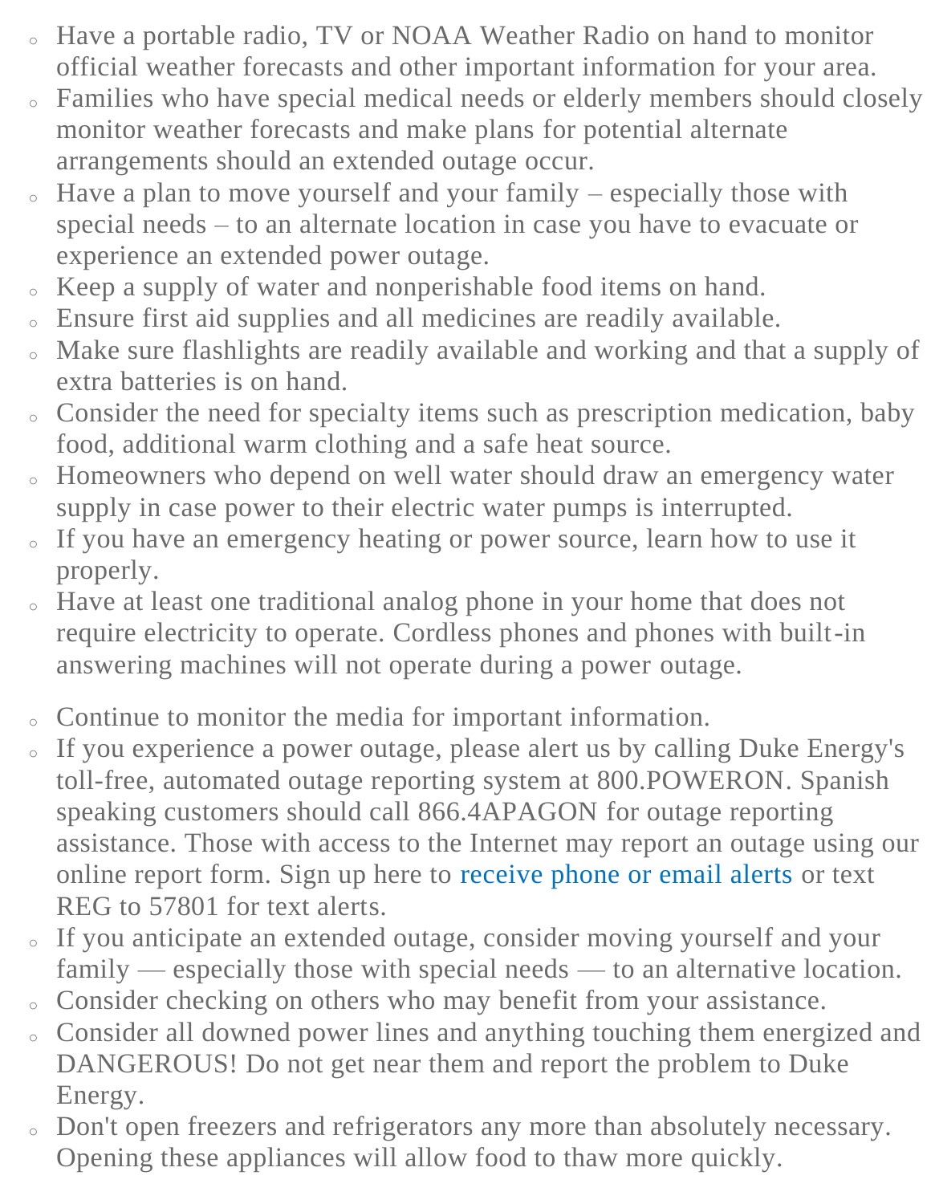- Have a portable radio, TV or NOAA Weather Radio on hand to monitor official weather forecasts and other important information for your area.
- Families who have special medical needs or elderly members should closely monitor weather forecasts and make plans for potential alternate arrangements should an extended outage occur.
- Have a plan to move yourself and your family – especially those with special needs – to an alternate location in case you have to evacuate or experience an extended power outage.
- Keep a supply of water and nonperishable food items on hand.
- Ensure first aid supplies and all medicines are readily available.
- Make sure flashlights are readily available and working and that a supply of extra batteries is on hand.
- Consider the need for specialty items such as prescription medication, baby food, additional warm clothing and a safe heat source.
- Homeowners who depend on well water should draw an emergency water supply in case power to their electric water pumps is interrupted.
- If you have an emergency heating or power source, learn how to use it properly.
- Have at least one traditional analog phone in your home that does not require electricity to operate. Cordless phones and phones with built-in answering machines will not operate during a power outage.

- Continue to monitor the media for important information.
- If you experience a power outage, please alert us by calling Duke Energy's toll-free, automated outage reporting system at 800.POWERON. Spanish speaking customers should call 866.4APAGON for outage reporting assistance. Those with access to the Internet may report an outage using our online report form. Sign up here to receive phone or email alerts or text REG to 57801 for text alerts.
- If you anticipate an extended outage, consider moving yourself and your family — especially those with special needs — to an alternative location.
- Consider checking on others who may benefit from your assistance.
- Consider all downed power lines and anything touching them energized and DANGEROUS! Do not get near them and report the problem to Duke Energy.
- Don't open freezers and refrigerators any more than absolutely necessary. Opening these appliances will allow food to thaw more quickly.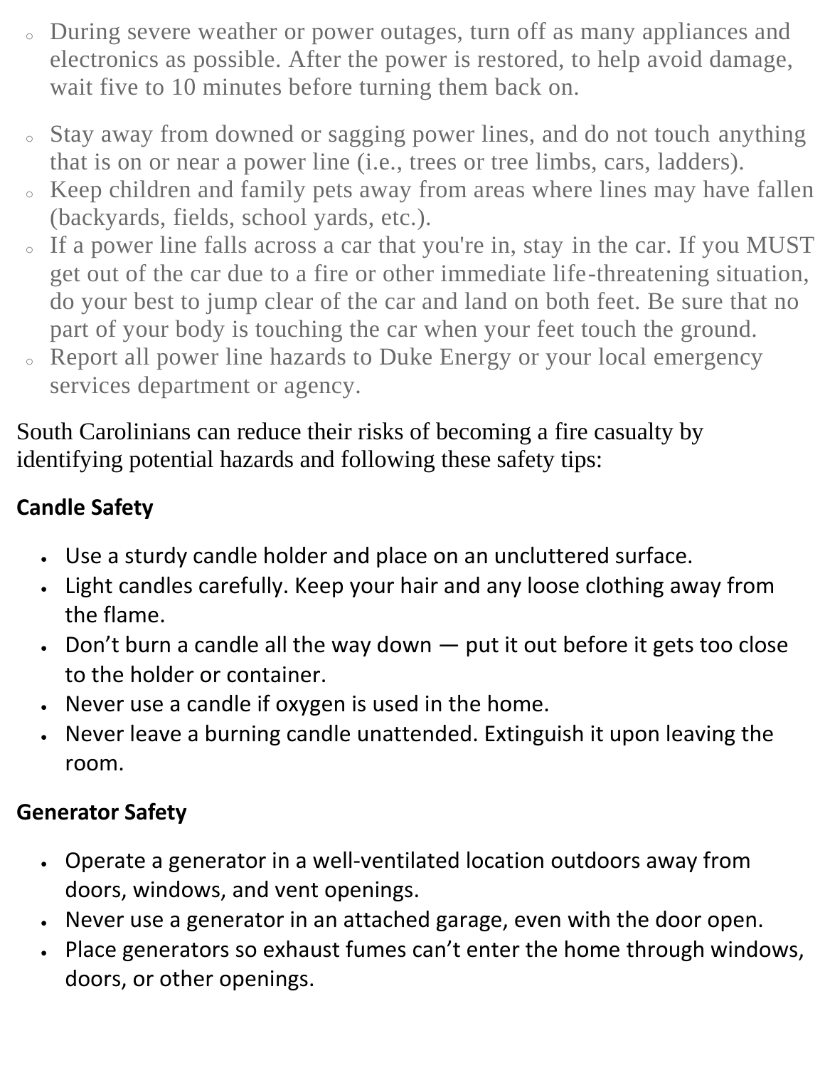- During severe weather or power outages, turn off as many appliances and electronics as possible. After the power is restored, to help avoid damage, wait five to 10 minutes before turning them back on.
- Stay away from downed or sagging power lines, and do not touch anything that is on or near a power line (i.e., trees or tree limbs, cars, ladders).
- Keep children and family pets away from areas where lines may have fallen (backyards, fields, school yards, etc.).
- If a power line falls across a car that you're in, stay in the car. If you MUST get out of the car due to a fire or other immediate life-threatening situation, do your best to jump clear of the car and land on both feet. Be sure that no part of your body is touching the car when your feet touch the ground.
- Report all power line hazards to Duke Energy or your local emergency services department or agency.

South Carolinians can reduce their risks of becoming a fire casualty by identifying potential hazards and following these safety tips:

**Candle Safety**

- Use a sturdy candle holder and place on an uncluttered surface.
- Light candles carefully. Keep your hair and any loose clothing away from the flame.
- Don't burn a candle all the way down — put it out before it gets too close to the holder or container.
- Never use a candle if oxygen is used in the home.
- Never leave a burning candle unattended. Extinguish it upon leaving the room.

**Generator Safety**

- Operate a generator in a well-ventilated location outdoors away from doors, windows, and vent openings.
- Never use a generator in an attached garage, even with the door open.
- Place generators so exhaust fumes can't enter the home through windows, doors, or other openings.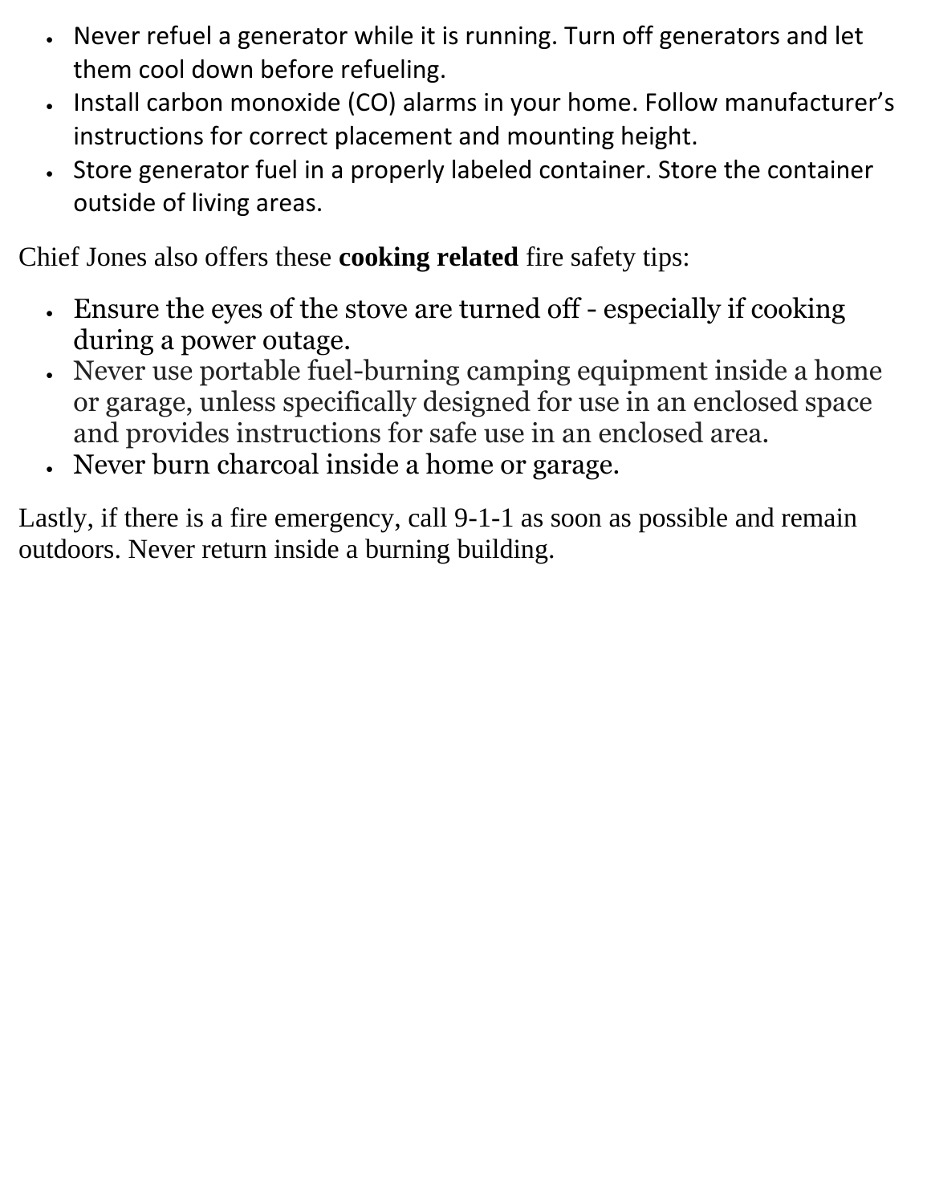- Never refuel a generator while it is running. Turn off generators and let them cool down before refueling.
- Install carbon monoxide (CO) alarms in your home. Follow manufacturer's instructions for correct placement and mounting height.
- Store generator fuel in a properly labeled container. Store the container outside of living areas.

Chief Jones also offers these **cooking related** fire safety tips:

- Ensure the eyes of the stove are turned off - especially if cooking during a power outage.
- Never use portable fuel-burning camping equipment inside a home or garage, unless specifically designed for use in an enclosed space and provides instructions for safe use in an enclosed area.
- Never burn charcoal inside a home or garage.

Lastly, if there is a fire emergency, call 9-1-1 as soon as possible and remain outdoors. Never return inside a burning building.